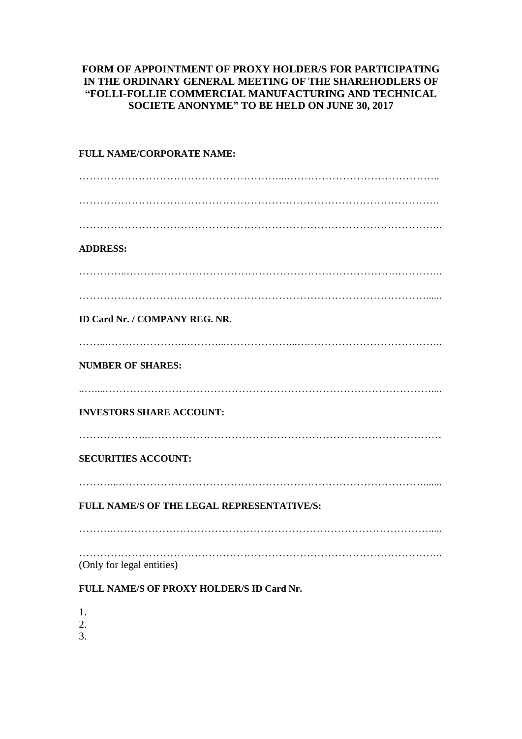**FORM OF APPOINTMENT OF PROXY HOLDER/S FOR PARTICIPATING IN THE ORDINARY GENERAL MEETING OF THE SHAREHODLERS OF "FOLLI-FOLLIE COMMERCIAL MANUFACTURING AND TECHNICAL SOCIETE ANONYME" TO BE HELD ON JUNE 30, 2017**

**FULL NAME/CORPORATE NAME:**

……………………………………………………...……………………………………..

……………………………………………………………………………………………….

……………………………………………………………………………………………..

**ADDRESS:**

…………..……….…………………………………………………………….…………..

…………………………………………………………………………………………......

**ID Card Nr. / COMPANY REG. NR.**

……...…………………..………...………………...….………………………………..

**NUMBER OF SHARES:**

..…....…………………………………………………………………………………….....

**INVESTORS SHARE ACCOUNT:**

………………...…………………………………………………………………………

**SECURITIES ACCOUNT:**

………...………………………………………………………………………………......

**FULL NAME/S OF THE LEGAL REPRESENTATIVE/S:**

……….……………………………………………………………………………………....

……………………………………………………………………………………………..
(Only for legal entities)

**FULL NAME/S OF PROXY HOLDER/S ID Card Nr.**

1.
2.
3.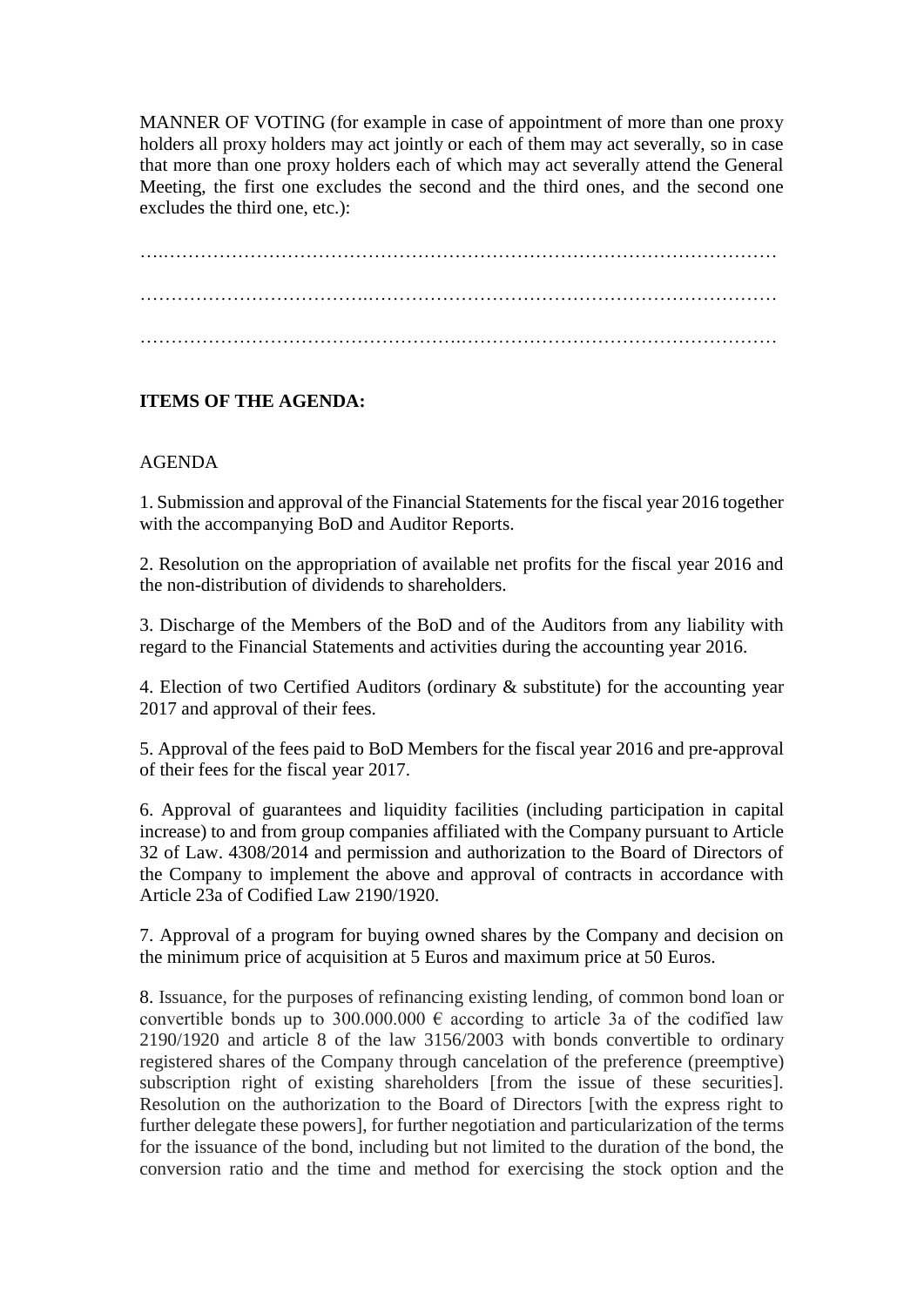MANNER OF VOTING (for example in case of appointment of more than one proxy holders all proxy holders may act jointly or each of them may act severally, so in case that more than one proxy holders each of which may act severally attend the General Meeting, the first one excludes the second and the third ones, and the second one excludes the third one, etc.):

…..………………………………………………………………………………………

……………………………….……………………………………………………………

…………………………………………….……………………………………………

**ITEMS OF THE AGENDA:**

AGENDA

1. Submission and approval of the Financial Statements for the fiscal year 2016 together with the accompanying BoD and Auditor Reports.

2. Resolution on the appropriation of available net profits for the fiscal year 2016 and the non-distribution of dividends to shareholders.

3. Discharge of the Members of the BoD and of the Auditors from any liability with regard to the Financial Statements and activities during the accounting year 2016.

4. Election of two Certified Auditors (ordinary & substitute) for the accounting year 2017 and approval of their fees.

5. Approval of the fees paid to BoD Members for the fiscal year 2016 and pre-approval of their fees for the fiscal year 2017.

6. Approval of guarantees and liquidity facilities (including participation in capital increase) to and from group companies affiliated with the Company pursuant to Article 32 of Law. 4308/2014 and permission and authorization to the Board of Directors of the Company to implement the above and approval of contracts in accordance with Article 23a of Codified Law 2190/1920.

7. Approval of a program for buying owned shares by the Company and decision on the minimum price of acquisition at 5 Euros and maximum price at 50 Euros.

8. Issuance, for the purposes of refinancing existing lending, of common bond loan or convertible bonds up to 300.000.000 € according to article 3a of the codified law 2190/1920 and article 8 of the law 3156/2003 with bonds convertible to ordinary registered shares of the Company through cancelation of the preference (preemptive) subscription right of existing shareholders [from the issue of these securities]. Resolution on the authorization to the Board of Directors [with the express right to further delegate these powers], for further negotiation and particularization of the terms for the issuance of the bond, including but not limited to the duration of the bond, the conversion ratio and the time and method for exercising the stock option and the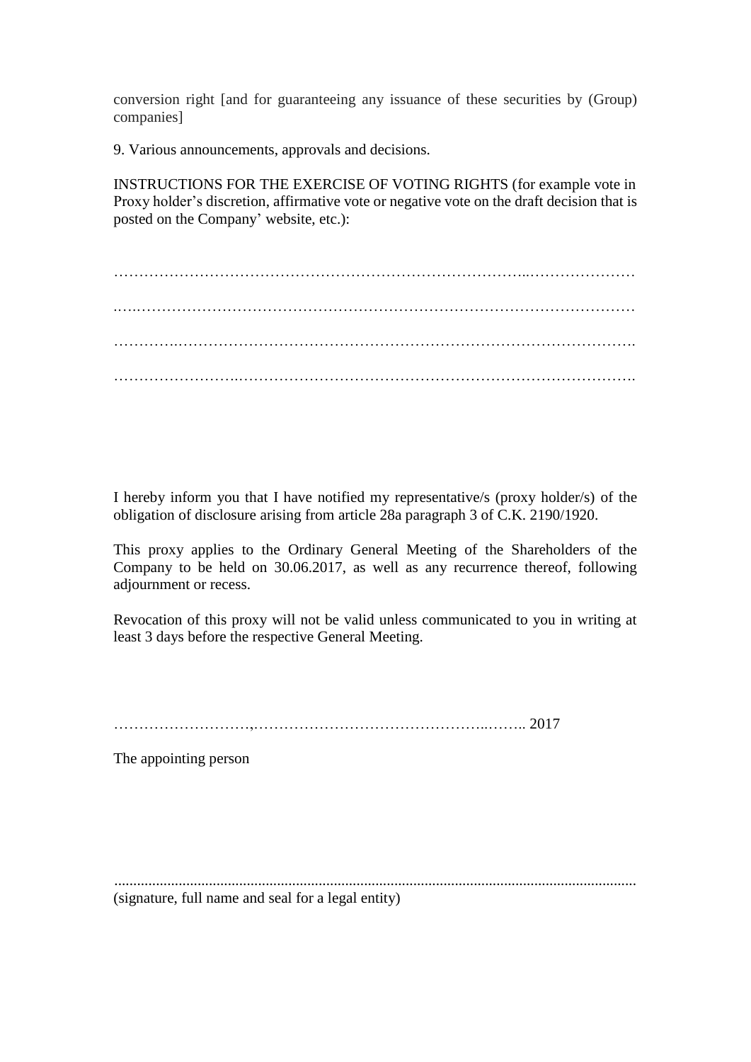conversion right [and for guaranteeing any issuance of these securities by (Group) companies]

9. Various announcements, approvals and decisions.

INSTRUCTIONS FOR THE EXERCISE OF VOTING RIGHTS (for example vote in Proxy holder's discretion, affirmative vote or negative vote on the draft decision that is posted on the Company' website, etc.):

……………………………………………………………………………..…………………

..…..……………………………………………………………………………………………

…………..……………………………………………………………………………………….

……………………..…………………………………………………………………………….

I hereby inform you that I have notified my representative/s (proxy holder/s) of the obligation of disclosure arising from article 28a paragraph 3 of C.K. 2190/1920.

This proxy applies to the Ordinary General Meeting of the Shareholders of the Company to be held on 30.06.2017, as well as any recurrence thereof, following adjournment or recess.

Revocation of this proxy will not be valid unless communicated to you in writing at least 3 days before the respective General Meeting.

………………………,……………………………………..…….. 2017

The appointing person

..........................................................................................................................................

(signature, full name and seal for a legal entity)